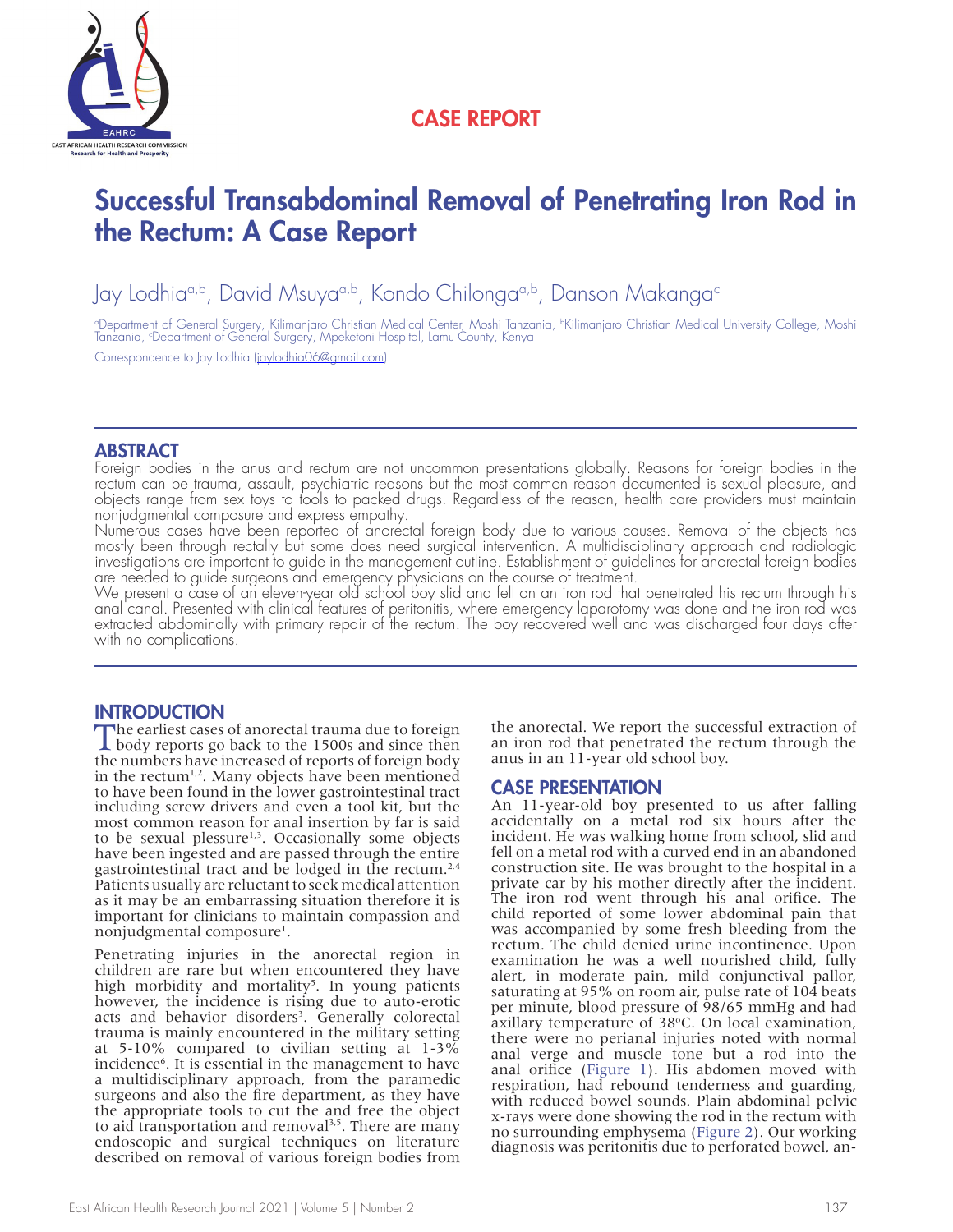CASE REPORT

# Successful Transabdominal Removal of Penetrating Iron Rod in the Rectum: A Case Report

Jay Lodhia[a,b], David Msuya[a,b], Kondo Chilonga[a,b], Danson Makanga[c]

[a]Department of General Surgery, Kilimanjaro Christian Medical Center, Moshi Tanzania, [b]Kilimanjaro Christian Medical University College, Moshi Tanzania, [c]Department of General Surgery, Mpeketoni Hospital, Lamu County, Kenya

Correspondence to Jay Lodhia (jaylodhia06@gmail.com)

## ABSTRACT

Foreign bodies in the anus and rectum are not uncommon presentations globally. Reasons for foreign bodies in the rectum can be trauma, assault, psychiatric reasons but the most common reason documented is sexual pleasure, and objects range from sex toys to tools to packed drugs. Regardless of the reason, health care providers must maintain nonjudgmental composure and express empathy.

Numerous cases have been reported of anorectal foreign body due to various causes. Removal of the objects has mostly been through rectally but some does need surgical intervention. A multidisciplinary approach and radiologic investigations are important to guide in the management outline. Establishment of guidelines for anorectal foreign bodies are needed to guide surgeons and emergency physicians on the course of treatment.

We present a case of an eleven-year old school boy slid and fell on an iron rod that penetrated his rectum through his anal canal. Presented with clinical features of peritonitis, where emergency laparotomy was done and the iron rod was extracted abdominally with primary repair of the rectum. The boy recovered well and was discharged four days after with no complications.

## INTRODUCTION

The earliest cases of anorectal trauma due to foreign body reports go back to the 1500s and since then the numbers have increased of reports of foreign body in the rectum[1,2]. Many objects have been mentioned to have been found in the lower gastrointestinal tract including screw drivers and even a tool kit, but the most common reason for anal insertion by far is said to be sexual pleasure[1,3]. Occasionally some objects have been ingested and are passed through the entire gastrointestinal tract and be lodged in the rectum.[2,4] Patients usually are reluctant to seek medical attention as it may be an embarrassing situation therefore it is important for clinicians to maintain compassion and nonjudgmental composure[1].

Penetrating injuries in the anorectal region in children are rare but when encountered they have high morbidity and mortality[5]. In young patients however, the incidence is rising due to auto-erotic acts and behavior disorders[3]. Generally colorectal trauma is mainly encountered in the military setting at 5-10% compared to civilian setting at 1-3% incidence[6]. It is essential in the management to have a multidisciplinary approach, from the paramedic surgeons and also the fire department, as they have the appropriate tools to cut the and free the object to aid transportation and removal[3,5]. There are many endoscopic and surgical techniques on literature described on removal of various foreign bodies from the anorectal. We report the successful extraction of an iron rod that penetrated the rectum through the anus in an 11-year old school boy.

## CASE PRESENTATION

An 11-year-old boy presented to us after falling accidentally on a metal rod six hours after the incident. He was walking home from school, slid and fell on a metal rod with a curved end in an abandoned construction site. He was brought to the hospital in a private car by his mother directly after the incident. The iron rod went through his anal orifice. The child reported of some lower abdominal pain that was accompanied by some fresh bleeding from the rectum. The child denied urine incontinence. Upon examination he was a well nourished child, fully alert, in moderate pain, mild conjunctival pallor, saturating at 95% on room air, pulse rate of 104 beats per minute, blood pressure of 98/65 mmHg and had axillary temperature of 38°C. On local examination, there were no perianal injuries noted with normal anal verge and muscle tone but a rod into the anal orifice (Figure 1). His abdomen moved with respiration, had rebound tenderness and guarding, with reduced bowel sounds. Plain abdominal pelvic x-rays were done showing the rod in the rectum with no surrounding emphysema (Figure 2). Our working diagnosis was peritonitis due to perforated bowel, an-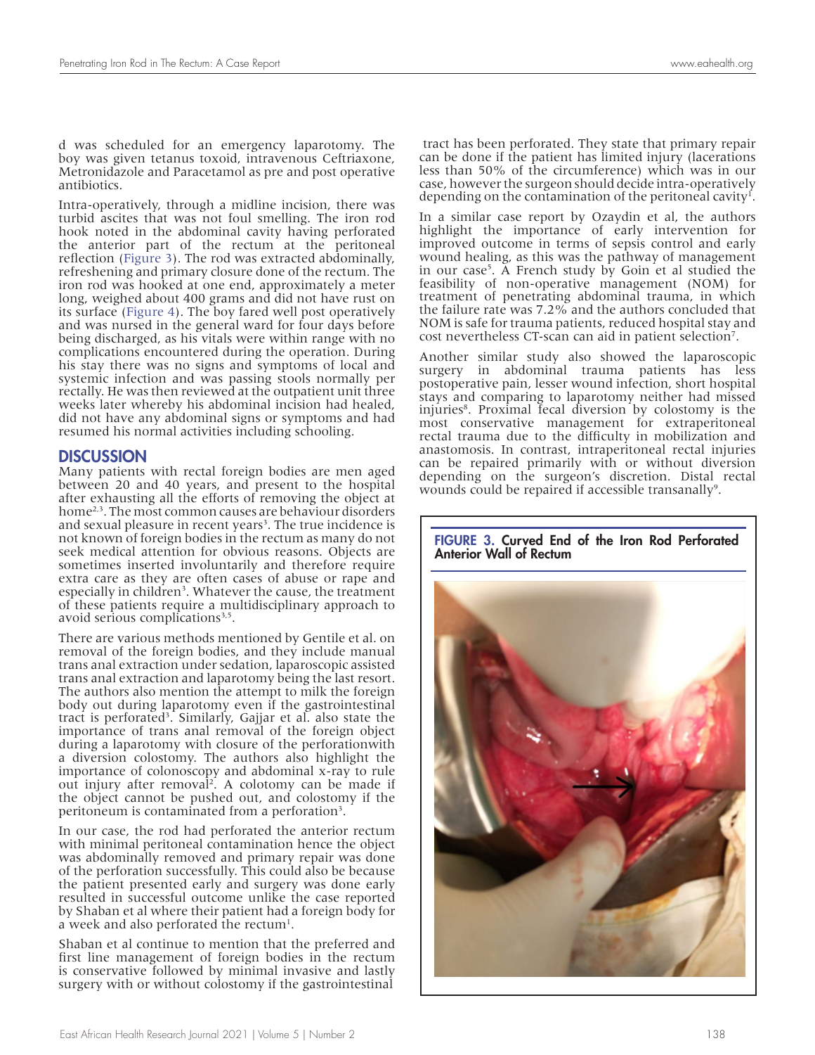d was scheduled for an emergency laparotomy. The boy was given tetanus toxoid, intravenous Ceftriaxone, Metronidazole and Paracetamol as pre and post operative antibiotics.

Intra-operatively, through a midline incision, there was turbid ascites that was not foul smelling. The iron rod hook noted in the abdominal cavity having perforated the anterior part of the rectum at the peritoneal reflection (Figure 3). The rod was extracted abdominally, refreshening and primary closure done of the rectum. The iron rod was hooked at one end, approximately a meter long, weighed about 400 grams and did not have rust on its surface (Figure 4). The boy fared well post operatively and was nursed in the general ward for four days before being discharged, as his vitals were within range with no complications encountered during the operation. During his stay there was no signs and symptoms of local and systemic infection and was passing stools normally per rectally. He was then reviewed at the outpatient unit three weeks later whereby his abdominal incision had healed, did not have any abdominal signs or symptoms and had resumed his normal activities including schooling.

## DISCUSSION

Many patients with rectal foreign bodies are men aged between 20 and 40 years, and present to the hospital after exhausting all the efforts of removing the object at home[2,3]. The most common causes are behaviour disorders and sexual pleasure in recent years[3]. The true incidence is not known of foreign bodies in the rectum as many do not seek medical attention for obvious reasons. Objects are sometimes inserted involuntarily and therefore require extra care as they are often cases of abuse or rape and especially in children[3]. Whatever the cause, the treatment of these patients require a multidisciplinary approach to avoid serious complications[3,5].

There are various methods mentioned by Gentile et al. on removal of the foreign bodies, and they include manual trans anal extraction under sedation, laparoscopic assisted trans anal extraction and laparotomy being the last resort. The authors also mention the attempt to milk the foreign body out during laparotomy even if the gastrointestinal tract is perforated[3]. Similarly, Gajjar et al. also state the importance of trans anal removal of the foreign object during a laparotomy with closure of the perforationwith a diversion colostomy. The authors also highlight the importance of colonoscopy and abdominal x-ray to rule out injury after removal[2]. A colotomy can be made if the object cannot be pushed out, and colostomy if the peritoneum is contaminated from a perforation[3].

In our case, the rod had perforated the anterior rectum with minimal peritoneal contamination hence the object was abdominally removed and primary repair was done of the perforation successfully. This could also be because the patient presented early and surgery was done early resulted in successful outcome unlike the case reported by Shaban et al where their patient had a foreign body for a week and also perforated the rectum[1].

Shaban et al continue to mention that the preferred and first line management of foreign bodies in the rectum is conservative followed by minimal invasive and lastly surgery with or without colostomy if the gastrointestinal tract has been perforated. They state that primary repair can be done if the patient has limited injury (lacerations less than 50% of the circumference) which was in our case, however the surgeon should decide intra-operatively depending on the contamination of the peritoneal cavity[1].

In a similar case report by Ozaydin et al, the authors highlight the importance of early intervention for improved outcome in terms of sepsis control and early wound healing, as this was the pathway of management in our case[5]. A French study by Goin et al studied the feasibility of non-operative management (NOM) for treatment of penetrating abdominal trauma, in which the failure rate was 7.2% and the authors concluded that NOM is safe for trauma patients, reduced hospital stay and cost nevertheless CT-scan can aid in patient selection[7].

Another similar study also showed the laparoscopic surgery in abdominal trauma patients has less postoperative pain, lesser wound infection, short hospital stays and comparing to laparotomy neither had missed injuries[8]. Proximal fecal diversion by colostomy is the most conservative management for extraperitoneal rectal trauma due to the difficulty in mobilization and anastomosis. In contrast, intraperitoneal rectal injuries can be repaired primarily with or without diversion depending on the surgeon's discretion. Distal rectal wounds could be repaired if accessible transanally[9].

**FIGURE 3. Curved End of the Iron Rod Perforated Anterior Wall of Rectum**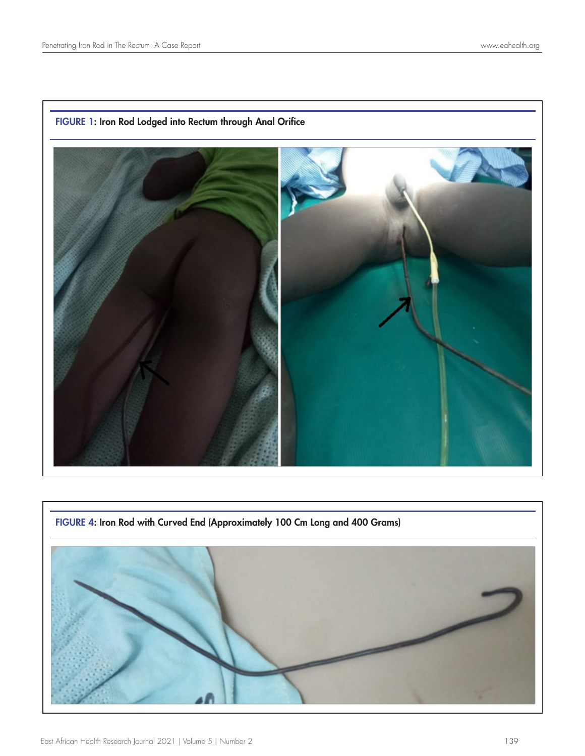FIGURE 1: Iron Rod Lodged into Rectum through Anal Orifice

FIGURE 4: Iron Rod with Curved End (Approximately 100 Cm Long and 400 Grams)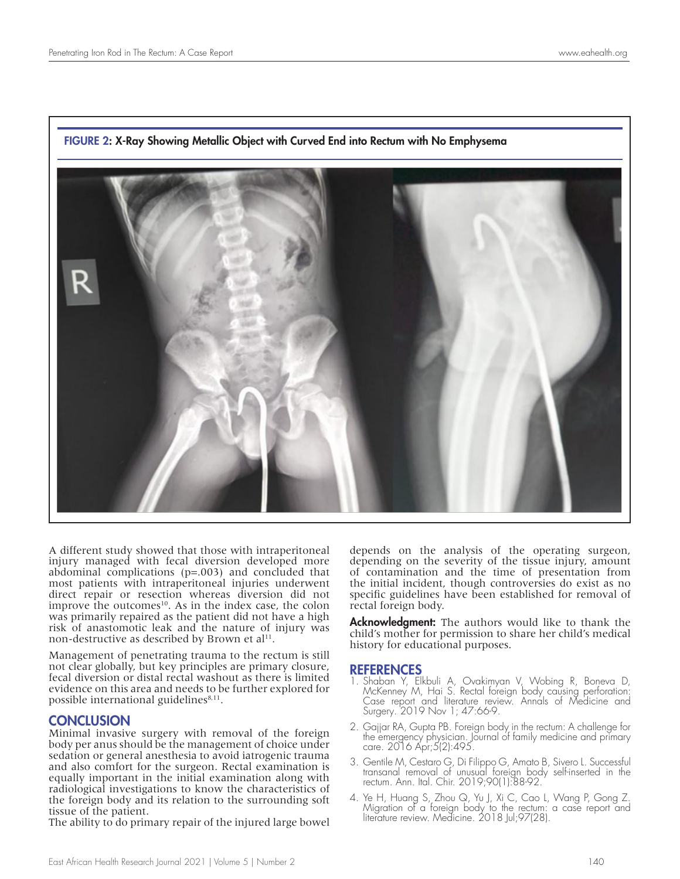FIGURE 2: X-Ray Showing Metallic Object with Curved End into Rectum with No Emphysema

A different study showed that those with intraperitoneal injury managed with fecal diversion developed more abdominal complications (p=.003) and concluded that most patients with intraperitoneal injuries underwent direct repair or resection whereas diversion did not improve the outcomes[10]. As in the index case, the colon was primarily repaired as the patient did not have a high risk of anastomotic leak and the nature of injury was non-destructive as described by Brown et al[11].

Management of penetrating trauma to the rectum is still not clear globally, but key principles are primary closure, fecal diversion or distal rectal washout as there is limited evidence on this area and needs to be further explored for possible international guidelines[8,11].

## CONCLUSION

Minimal invasive surgery with removal of the foreign body per anus should be the management of choice under sedation or general anesthesia to avoid iatrogenic trauma and also comfort for the surgeon. Rectal examination is equally important in the initial examination along with radiological investigations to know the characteristics of the foreign body and its relation to the surrounding soft tissue of the patient.

The ability to do primary repair of the injured large bowel depends on the analysis of the operating surgeon, depending on the severity of the tissue injury, amount of contamination and the time of presentation from the initial incident, though controversies do exist as no specific guidelines have been established for removal of rectal foreign body.

**Acknowledgment:** The authors would like to thank the child's mother for permission to share her child's medical history for educational purposes.

## REFERENCES

1. Shaban Y, Elkbuli A, Ovakimyan V, Wobing R, Boneva D, McKenney M, Hai S. Rectal foreign body causing perforation: Case report and literature review. Annals of Medicine and Surgery. 2019 Nov 1; 47:66-9.
2. Gajjar RA, Gupta PB. Foreign body in the rectum: A challenge for the emergency physician. Journal of family medicine and primary care. 2016 Apr;5(2):495.
3. Gentile M, Cestaro G, Di Filippo G, Amato B, Sivero L. Successful transanal removal of unusual foreign body self-inserted in the rectum. Ann. Ital. Chir. 2019;90(1):88-92.
4. Ye H, Huang S, Zhou Q, Yu J, Xi C, Cao L, Wang P, Gong Z. Migration of a foreign body to the rectum: a case report and literature review. Medicine. 2018 Jul;97(28).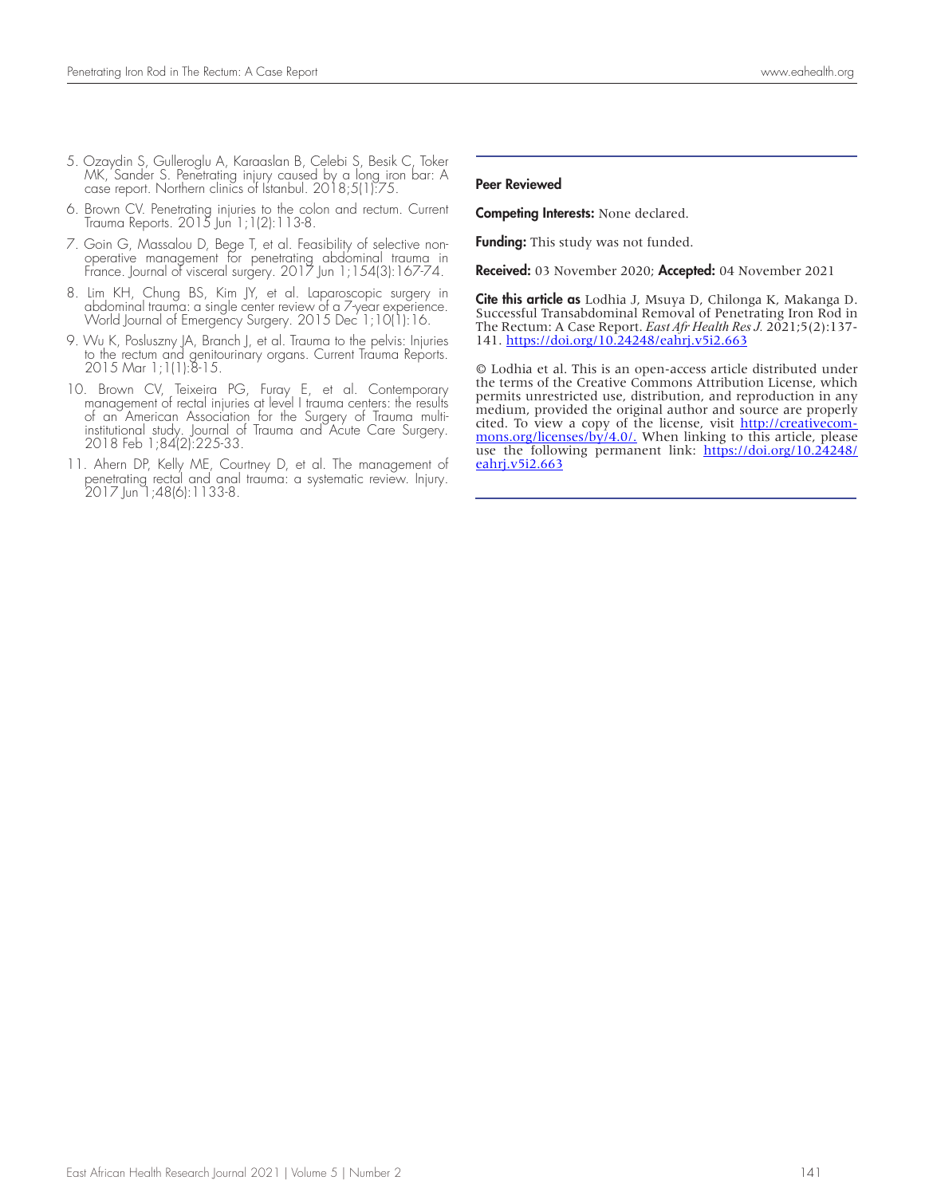5. Ozaydin S, Gulleroglu A, Karaaslan B, Celebi S, Besik C, Toker MK, Sander S. Penetrating injury caused by a long iron bar: A case report. Northern clinics of Istanbul. 2018;5(1):75.
6. Brown CV. Penetrating injuries to the colon and rectum. Current Trauma Reports. 2015 Jun 1;1(2):113-8.
7. Goin G, Massalou D, Bege T, et al. Feasibility of selective non-operative management for penetrating abdominal trauma in France. Journal of visceral surgery. 2017 Jun 1;154(3):167-74.
8. Lim KH, Chung BS, Kim JY, et al. Laparoscopic surgery in abdominal trauma: a single center review of a 7-year experience. World Journal of Emergency Surgery. 2015 Dec 1;10(1):16.
9. Wu K, Posluszny JA, Branch J, et al. Trauma to the pelvis: Injuries to the rectum and genitourinary organs. Current Trauma Reports. 2015 Mar 1;1(1):8-15.
10. Brown CV, Teixeira PG, Furay E, et al. Contemporary management of rectal injuries at level I trauma centers: the results of an American Association for the Surgery of Trauma multi-institutional study. Journal of Trauma and Acute Care Surgery. 2018 Feb 1;84(2):225-33.
11. Ahern DP, Kelly ME, Courtney D, et al. The management of penetrating rectal and anal trauma: a systematic review. Injury. 2017 Jun 1;48(6):1133-8.

**Peer Reviewed**

**Competing Interests:** None declared.

**Funding:** This study was not funded.

**Received:** 03 November 2020; **Accepted:** 04 November 2021

**Cite this article as** Lodhia J, Msuya D, Chilonga K, Makanga D. Successful Transabdominal Removal of Penetrating Iron Rod in The Rectum: A Case Report. *East Afr Health Res J.* 2021;5(2):137-141. https://doi.org/10.24248/eahrj.v5i2.663

© Lodhia et al. This is an open-access article distributed under the terms of the Creative Commons Attribution License, which permits unrestricted use, distribution, and reproduction in any medium, provided the original author and source are properly cited. To view a copy of the license, visit http://creativecommons.org/licenses/by/4.0/. When linking to this article, please use the following permanent link: https://doi.org/10.24248/eahrj.v5i2.663